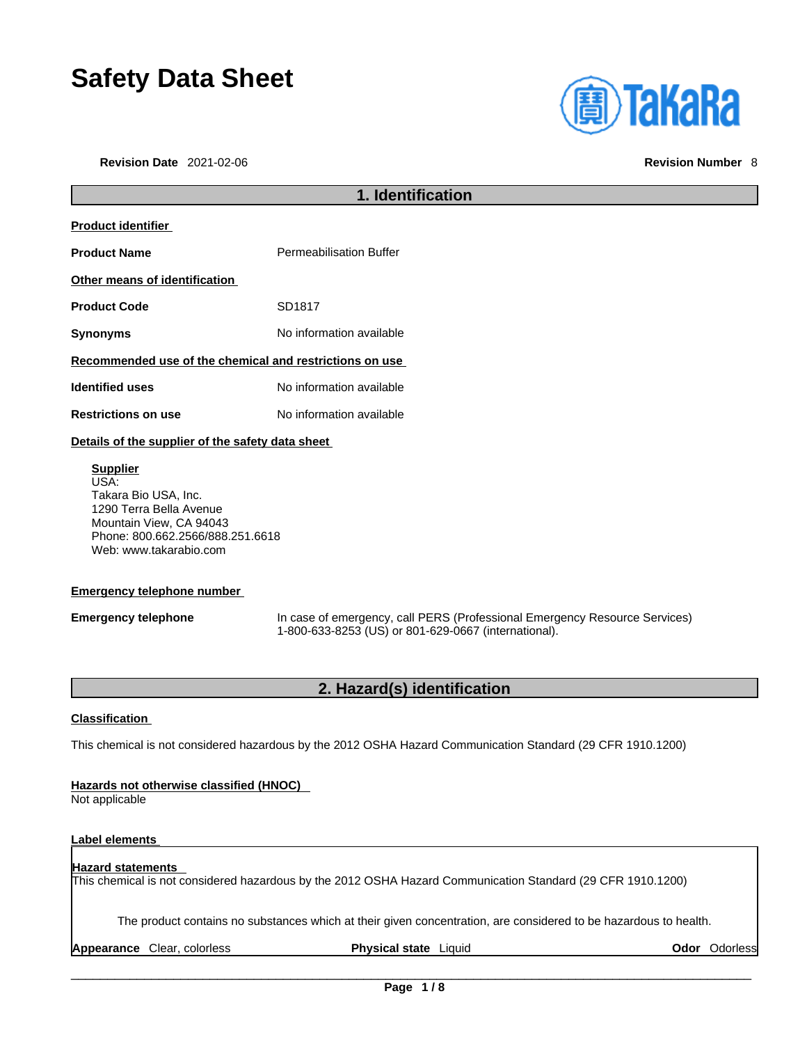# Safety Data Sheet

**Revision Date** 2021-02-06 **Revision Number** 8

## 1. Identification

**Product identifier**

**Product Name** Permeabilisation Buffer

**Other means of identification**

**Product Code** SD1817

**Synonyms** No information available

**Recommended use of the chemical and restrictions on use**

**Identified uses** No information available

**Restrictions on use** No information available

**Details of the supplier of the safety data sheet**

**Supplier**
USA:
Takara Bio USA, Inc.
1290 Terra Bella Avenue
Mountain View, CA 94043
Phone: 800.662.2566/888.251.6618
Web: www.takarabio.com

**Emergency telephone number**

**Emergency telephone** In case of emergency, call PERS (Professional Emergency Resource Services) 1-800-633-8253 (US) or 801-629-0667 (international).

## 2. Hazard(s) identification

**Classification**

This chemical is not considered hazardous by the 2012 OSHA Hazard Communication Standard (29 CFR 1910.1200)

**Hazards not otherwise classified (HNOC)**
Not applicable

**Label elements**

**Hazard statements**
This chemical is not considered hazardous by the 2012 OSHA Hazard Communication Standard (29 CFR 1910.1200)

The product contains no substances which at their given concentration, are considered to be hazardous to health.

**Appearance** Clear, colorless **Physical state** Liquid **Odor** Odorless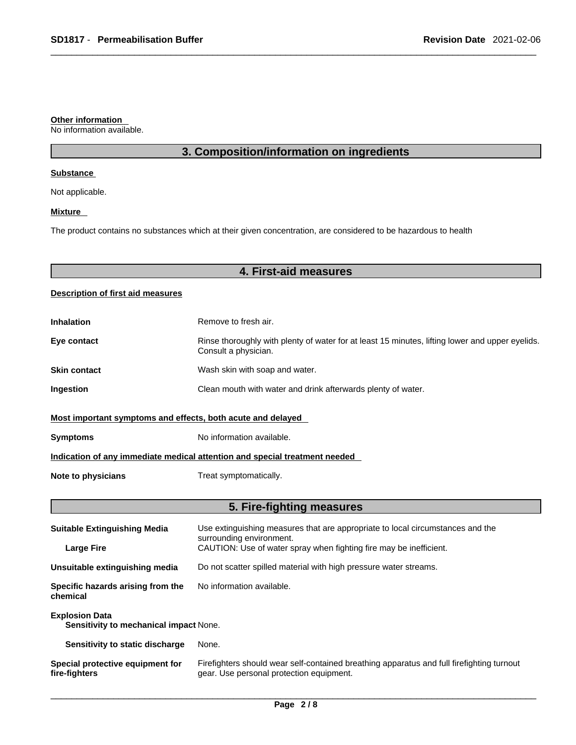**Other information**

No information available.

## 3. Composition/information on ingredients

**Substance**

Not applicable.

**Mixture**

The product contains no substances which at their given concentration, are considered to be hazardous to health

## 4. First-aid measures

**Description of first aid measures**

| | |
|---|---|
| **Inhalation** | Remove to fresh air. |
| **Eye contact** | Rinse thoroughly with plenty of water for at least 15 minutes, lifting lower and upper eyelids. Consult a physician. |
| **Skin contact** | Wash skin with soap and water. |
| **Ingestion** | Clean mouth with water and drink afterwards plenty of water. |

**Most important symptoms and effects, both acute and delayed**

| | |
|---|---|
| **Symptoms** | No information available. |

**Indication of any immediate medical attention and special treatment needed**

| | |
|---|---|
| **Note to physicians** | Treat symptomatically. |

## 5. Fire-fighting measures

| | |
|---|---|
| **Suitable Extinguishing Media** | Use extinguishing measures that are appropriate to local circumstances and the surrounding environment. |
| **Large Fire** | CAUTION: Use of water spray when fighting fire may be inefficient. |
| **Unsuitable extinguishing media** | Do not scatter spilled material with high pressure water streams. |
| **Specific hazards arising from the chemical** | No information available. |
| **Explosion Data** | |
| **Sensitivity to mechanical impact** | None. |
| **Sensitivity to static discharge** | None. |
| **Special protective equipment for fire-fighters** | Firefighters should wear self-contained breathing apparatus and full firefighting turnout gear. Use personal protection equipment. |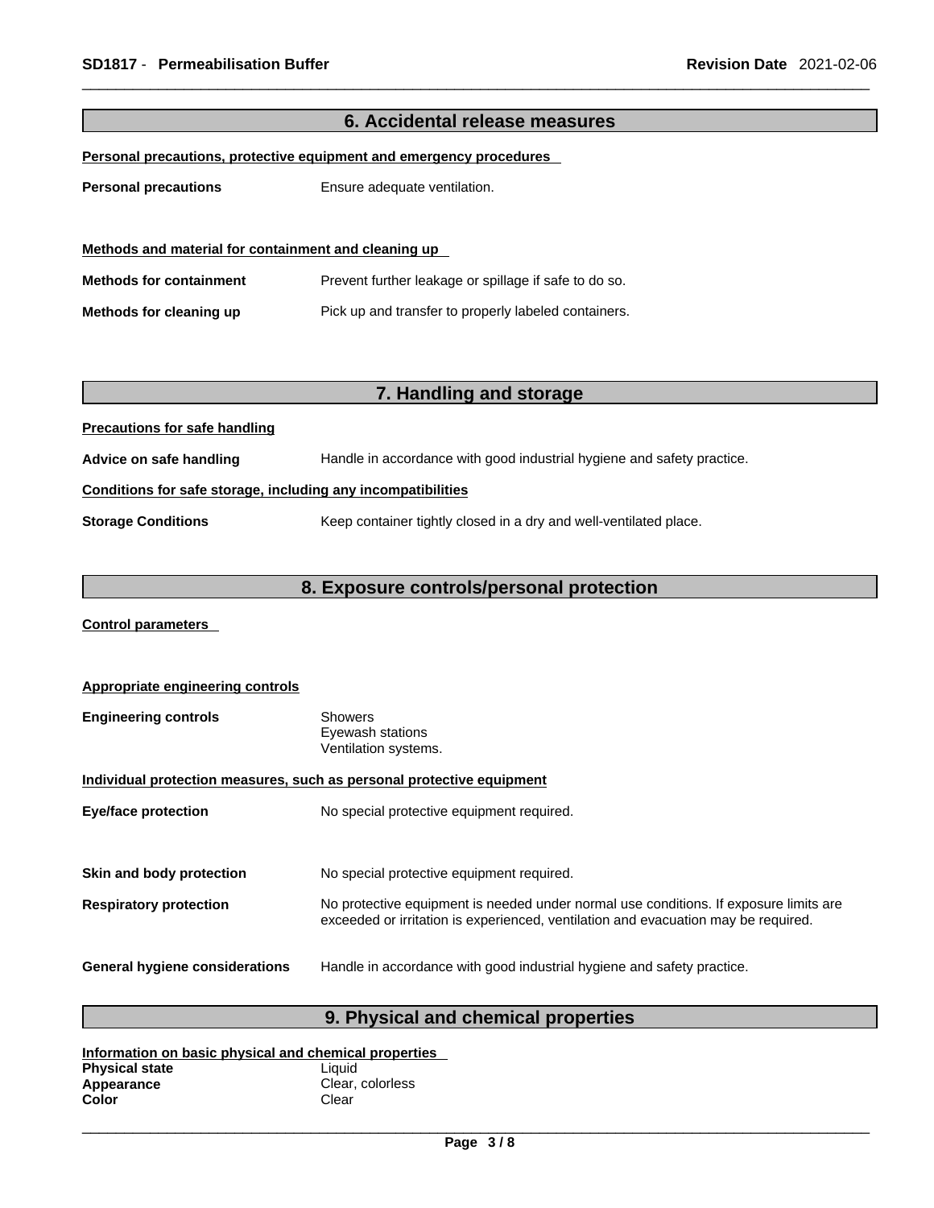## 6. Accidental release measures

**Personal precautions, protective equipment and emergency procedures**

**Personal precautions** Ensure adequate ventilation.

**Methods and material for containment and cleaning up**

**Methods for containment** Prevent further leakage or spillage if safe to do so.

**Methods for cleaning up** Pick up and transfer to properly labeled containers.

## 7. Handling and storage

**Precautions for safe handling**

**Advice on safe handling** Handle in accordance with good industrial hygiene and safety practice.

**Conditions for safe storage, including any incompatibilities**

**Storage Conditions** Keep container tightly closed in a dry and well-ventilated place.

## 8. Exposure controls/personal protection

**Control parameters**

**Appropriate engineering controls**

**Engineering controls** Showers
Eyewash stations
Ventilation systems.

**Individual protection measures, such as personal protective equipment**

**Eye/face protection** No special protective equipment required.

**Skin and body protection** No special protective equipment required.

**Respiratory protection** No protective equipment is needed under normal use conditions. If exposure limits are exceeded or irritation is experienced, ventilation and evacuation may be required.

**General hygiene considerations** Handle in accordance with good industrial hygiene and safety practice.

## 9. Physical and chemical properties

**Information on basic physical and chemical properties**

**Physical state** Liquid
**Appearance** Clear, colorless
**Color** Clear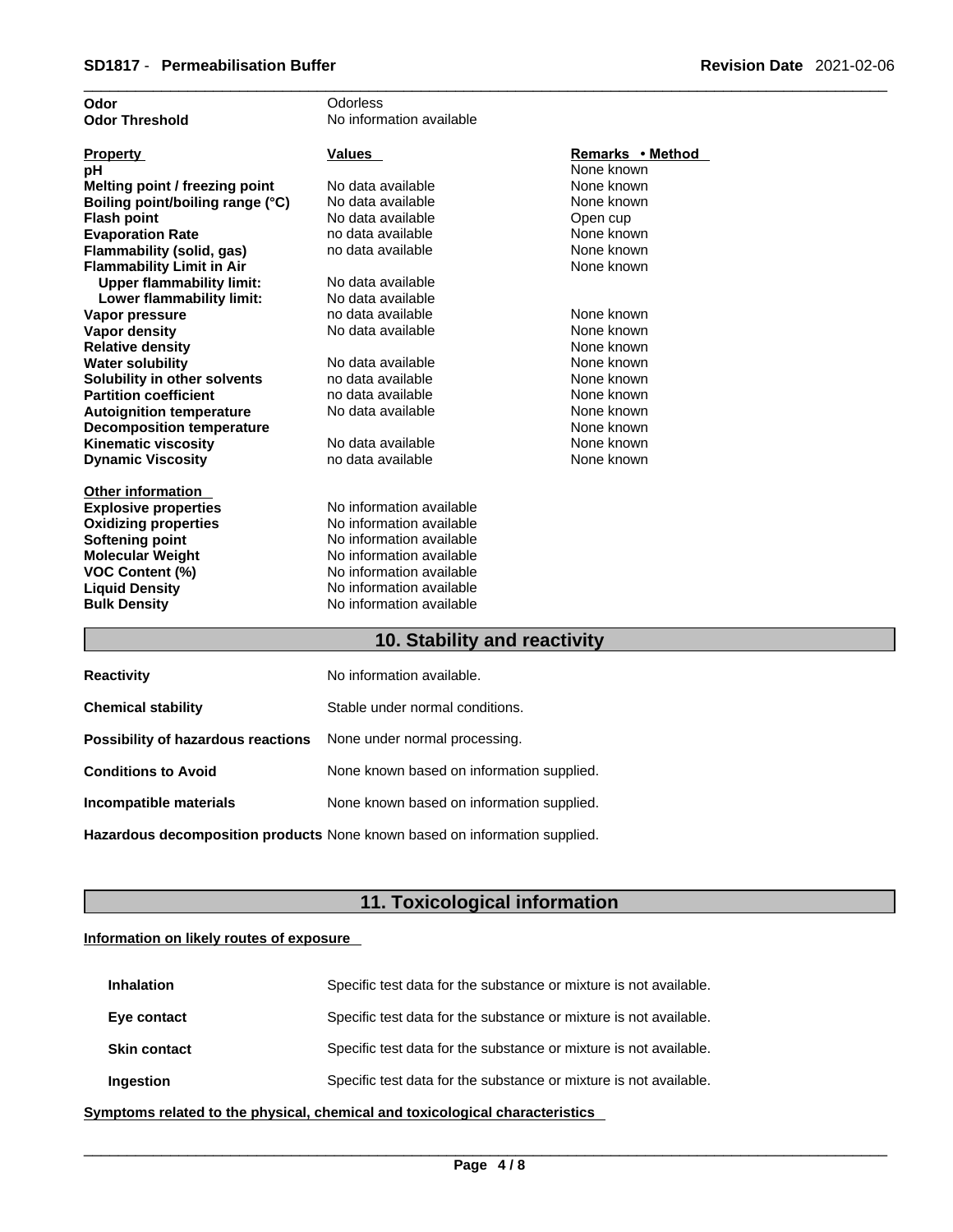| | |
|---|---|
| **Odor** | Odorless |
| **Odor Threshold** | No information available |

| Property | Values | Remarks • Method |
|---|---|---|
| **pH** | | None known |
| **Melting point / freezing point** | No data available | None known |
| **Boiling point/boiling range (°C)** | No data available | None known |
| **Flash point** | No data available | Open cup |
| **Evaporation Rate** | no data available | None known |
| **Flammability (solid, gas)** | no data available | None known |
| **Flammability Limit in Air** | | None known |
| **Upper flammability limit:** | No data available | |
| **Lower flammability limit:** | No data available | |
| **Vapor pressure** | no data available | None known |
| **Vapor density** | No data available | None known |
| **Relative density** | | None known |
| **Water solubility** | No data available | None known |
| **Solubility in other solvents** | no data available | None known |
| **Partition coefficient** | no data available | None known |
| **Autoignition temperature** | No data available | None known |
| **Decomposition temperature** | | None known |
| **Kinematic viscosity** | No data available | None known |
| **Dynamic Viscosity** | no data available | None known |

**Other information**

| | |
|---|---|
| **Explosive properties** | No information available |
| **Oxidizing properties** | No information available |
| **Softening point** | No information available |
| **Molecular Weight** | No information available |
| **VOC Content (%)** | No information available |
| **Liquid Density** | No information available |
| **Bulk Density** | No information available |

## 10. Stability and reactivity

| | |
|---|---|
| **Reactivity** | No information available. |
| **Chemical stability** | Stable under normal conditions. |
| **Possibility of hazardous reactions** | None under normal processing. |
| **Conditions to Avoid** | None known based on information supplied. |
| **Incompatible materials** | None known based on information supplied. |
| **Hazardous decomposition products** | None known based on information supplied. |

## 11. Toxicological information

**Information on likely routes of exposure**

| | |
|---|---|
| **Inhalation** | Specific test data for the substance or mixture is not available. |
| **Eye contact** | Specific test data for the substance or mixture is not available. |
| **Skin contact** | Specific test data for the substance or mixture is not available. |
| **Ingestion** | Specific test data for the substance or mixture is not available. |

**Symptoms related to the physical, chemical and toxicological characteristics**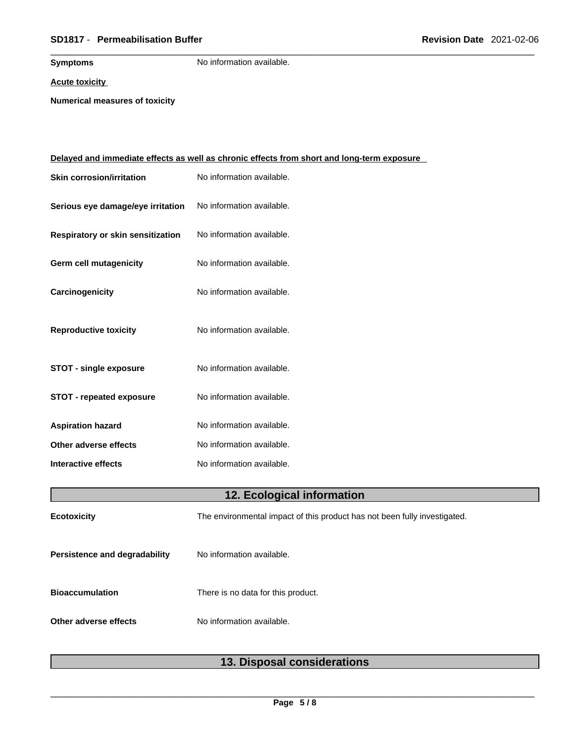**Symptoms** No information available.

**Acute toxicity**

**Numerical measures of toxicity**

**Delayed and immediate effects as well as chronic effects from short and long-term exposure**

**Skin corrosion/irritation** No information available.

**Serious eye damage/eye irritation** No information available.

**Respiratory or skin sensitization** No information available.

**Germ cell mutagenicity** No information available.

**Carcinogenicity** No information available.

**Reproductive toxicity** No information available.

**STOT - single exposure** No information available.

**STOT - repeated exposure** No information available.

**Aspiration hazard** No information available.

**Other adverse effects** No information available.

**Interactive effects** No information available.

## 12. Ecological information

**Ecotoxicity** The environmental impact of this product has not been fully investigated.

**Persistence and degradability** No information available.

**Bioaccumulation** There is no data for this product.

**Other adverse effects** No information available.

## 13. Disposal considerations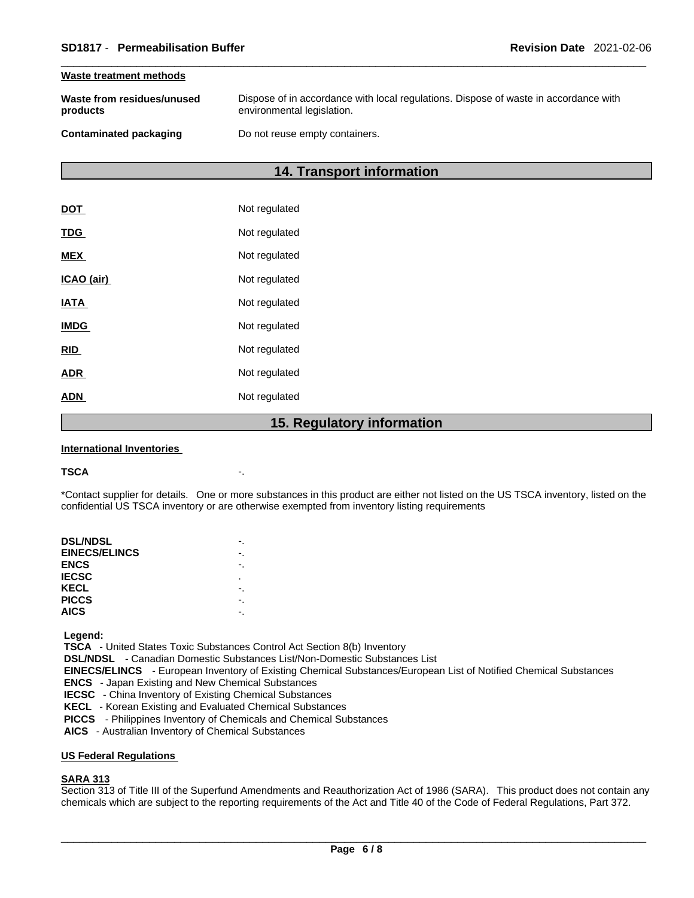**Waste treatment methods**

| | |
|---|---|
| **Waste from residues/unused products** | Dispose of in accordance with local regulations. Dispose of waste in accordance with environmental legislation. |
| **Contaminated packaging** | Do not reuse empty containers. |

## 14. Transport information

| | |
|---|---|
| **DOT** | Not regulated |
| **TDG** | Not regulated |
| **MEX** | Not regulated |
| **ICAO (air)** | Not regulated |
| **IATA** | Not regulated |
| **IMDG** | Not regulated |
| **RID** | Not regulated |
| **ADR** | Not regulated |
| **ADN** | Not regulated |

## 15. Regulatory information

**International Inventories**

**TSCA** -.

*Contact supplier for details. One or more substances in this product are either not listed on the US TSCA inventory, listed on the confidential US TSCA inventory or are otherwise exempted from inventory listing requirements

| | |
|---|---|
| **DSL/NDSL** | -. |
| **EINECS/ELINCS** | -. |
| **ENCS** | -. |
| **IECSC** | . |
| **KECL** | -. |
| **PICCS** | -. |
| **AICS** | -. |

**Legend:**
**TSCA** - United States Toxic Substances Control Act Section 8(b) Inventory
**DSL/NDSL** - Canadian Domestic Substances List/Non-Domestic Substances List
**EINECS/ELINCS** - European Inventory of Existing Chemical Substances/European List of Notified Chemical Substances
**ENCS** - Japan Existing and New Chemical Substances
**IECSC** - China Inventory of Existing Chemical Substances
**KECL** - Korean Existing and Evaluated Chemical Substances
**PICCS** - Philippines Inventory of Chemicals and Chemical Substances
**AICS** - Australian Inventory of Chemical Substances

**US Federal Regulations**

**SARA 313**
Section 313 of Title III of the Superfund Amendments and Reauthorization Act of 1986 (SARA). This product does not contain any chemicals which are subject to the reporting requirements of the Act and Title 40 of the Code of Federal Regulations, Part 372.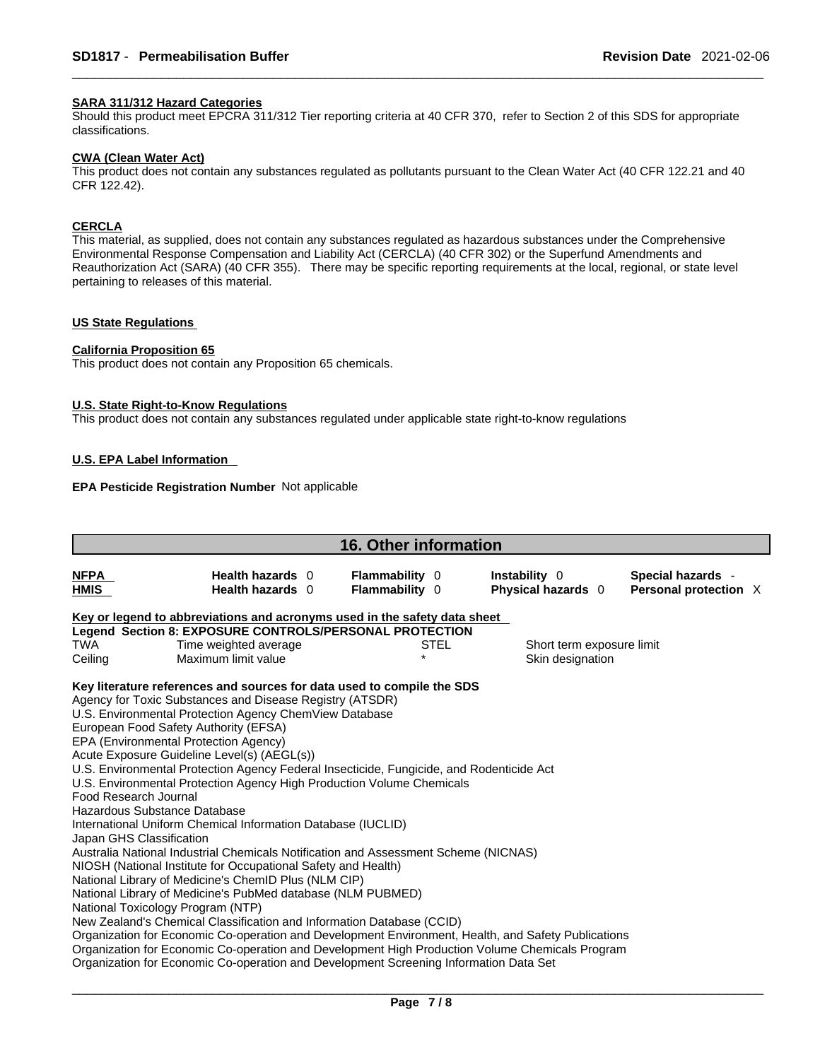#### SARA 311/312 Hazard Categories

Should this product meet EPCRA 311/312 Tier reporting criteria at 40 CFR 370, refer to Section 2 of this SDS for appropriate classifications.

#### CWA (Clean Water Act)

This product does not contain any substances regulated as pollutants pursuant to the Clean Water Act (40 CFR 122.21 and 40 CFR 122.42).

#### CERCLA

This material, as supplied, does not contain any substances regulated as hazardous substances under the Comprehensive Environmental Response Compensation and Liability Act (CERCLA) (40 CFR 302) or the Superfund Amendments and Reauthorization Act (SARA) (40 CFR 355). There may be specific reporting requirements at the local, regional, or state level pertaining to releases of this material.

#### US State Regulations

#### California Proposition 65

This product does not contain any Proposition 65 chemicals.

#### U.S. State Right-to-Know Regulations

This product does not contain any substances regulated under applicable state right-to-know regulations

#### U.S. EPA Label Information

**EPA Pesticide Registration Number** Not applicable

## 16. Other information

| | | | | |
|---|---|---|---|---|
| **NFPA** | **Health hazards** 0 | **Flammability** 0 | **Instability** 0 | **Special hazards** - |
| **HMIS** | **Health hazards** 0 | **Flammability** 0 | **Physical hazards** 0 | **Personal protection** X |

**Key or legend to abbreviations and acronyms used in the safety data sheet**

**Legend Section 8: EXPOSURE CONTROLS/PERSONAL PROTECTION**

| | | | |
|---|---|---|---|
| TWA | Time weighted average | STEL | Short term exposure limit |
| Ceiling | Maximum limit value | * | Skin designation |

**Key literature references and sources for data used to compile the SDS**

Agency for Toxic Substances and Disease Registry (ATSDR)
U.S. Environmental Protection Agency ChemView Database
European Food Safety Authority (EFSA)
EPA (Environmental Protection Agency)
Acute Exposure Guideline Level(s) (AEGL(s))
U.S. Environmental Protection Agency Federal Insecticide, Fungicide, and Rodenticide Act
U.S. Environmental Protection Agency High Production Volume Chemicals
Food Research Journal
Hazardous Substance Database
International Uniform Chemical Information Database (IUCLID)
Japan GHS Classification
Australia National Industrial Chemicals Notification and Assessment Scheme (NICNAS)
NIOSH (National Institute for Occupational Safety and Health)
National Library of Medicine's ChemID Plus (NLM CIP)
National Library of Medicine's PubMed database (NLM PUBMED)
National Toxicology Program (NTP)
New Zealand's Chemical Classification and Information Database (CCID)
Organization for Economic Co-operation and Development Environment, Health, and Safety Publications
Organization for Economic Co-operation and Development High Production Volume Chemicals Program
Organization for Economic Co-operation and Development Screening Information Data Set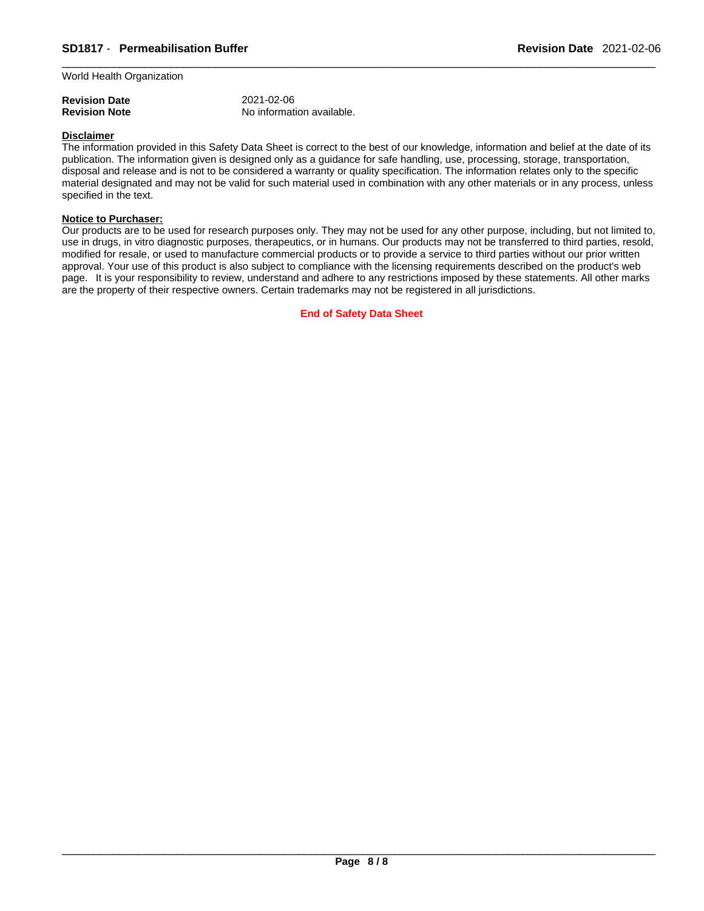World Health Organization

**Revision Date** 2021-02-06
**Revision Note** No information available.

**Disclaimer**

The information provided in this Safety Data Sheet is correct to the best of our knowledge, information and belief at the date of its publication. The information given is designed only as a guidance for safe handling, use, processing, storage, transportation, disposal and release and is not to be considered a warranty or quality specification. The information relates only to the specific material designated and may not be valid for such material used in combination with any other materials or in any process, unless specified in the text.

**Notice to Purchaser:**

Our products are to be used for research purposes only. They may not be used for any other purpose, including, but not limited to, use in drugs, in vitro diagnostic purposes, therapeutics, or in humans. Our products may not be transferred to third parties, resold, modified for resale, or used to manufacture commercial products or to provide a service to third parties without our prior written approval. Your use of this product is also subject to compliance with the licensing requirements described on the product's web page. It is your responsibility to review, understand and adhere to any restrictions imposed by these statements. All other marks are the property of their respective owners. Certain trademarks may not be registered in all jurisdictions.

**End of Safety Data Sheet**